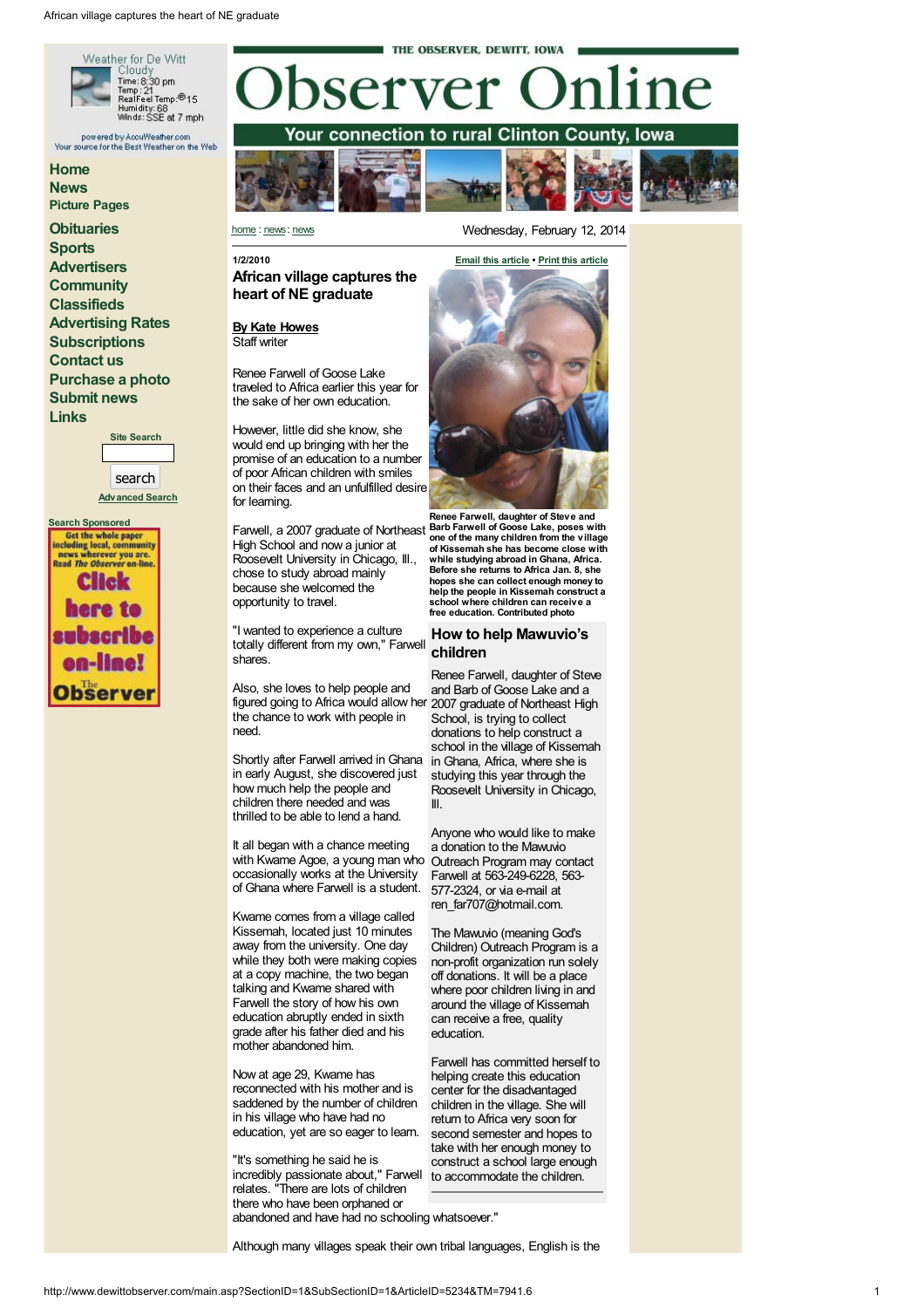Weather for De Witt
Cloudy
Time: 8:30 pm
Temp: 21
RealFeel Temp: 15
Humidity: 68
Winds: SSE at 7 mph

powered by AccuWeather.com
Your source for the Best Weather on the Web

- Home
- News
- Picture Pages
- Obituaries
- Sports
- Advertisers
- Community
- Classifieds
- Advertising Rates
- Subscriptions
- Contact us
- Purchase a photo
- Submit news
- Links

Site Search

search

Advanced Search

Search Sponsored

Get the whole paper including local, community news wherever you are. Read The Observer on-line. Click here to subscribe on-line! The Observer

THE OBSERVER, DEWITT, IOWA

# Observer Online

Your connection to rural Clinton County, Iowa

home : news : news

Wednesday, February 12, 2014

1/2/2010

Email this article • Print this article

## African village captures the heart of NE graduate

**By Kate Howes**
Staff writer

Renee Farwell of Goose Lake traveled to Africa earlier this year for the sake of her own education.

However, little did she know, she would end up bringing with her the promise of an education to a number of poor African children with smiles on their faces and an unfulfilled desire for learning.

Farwell, a 2007 graduate of Northeast High School and now a junior at Roosevelt University in Chicago, Ill., chose to study abroad mainly because she welcomed the opportunity to travel.

"I wanted to experience a culture totally different from my own," Farwell shares.

Also, she loves to help people and figured going to Africa would allow her the chance to work with people in need.

Shortly after Farwell arrived in Ghana in early August, she discovered just how much help the people and children there needed and was thrilled to be able to lend a hand.

It all began with a chance meeting with Kwame Agoe, a young man who occasionally works at the University of Ghana where Farwell is a student.

Kwame comes from a village called Kissemah, located just 10 minutes away from the university. One day while they both were making copies at a copy machine, the two began talking and Kwame shared with Farwell the story of how his own education abruptly ended in sixth grade after his father died and his mother abandoned him.

Now at age 29, Kwame has reconnected with his mother and is saddened by the number of children in his village who have had no education, yet are so eager to learn.

"It's something he said he is incredibly passionate about," Farwell relates. "There are lots of children there who have been orphaned or abandoned and have had no schooling whatsoever."

Although many villages speak their own tribal languages, English is the

**Renee Farwell, daughter of Steve and Barb Farwell of Goose Lake, poses with one of the many children from the village of Kissemah she has become close with while studying abroad in Ghana, Africa. Before she returns to Africa Jan. 8, she hopes she can collect enough money to help the people in Kissemah construct a school where children can receive a free education. Contributed photo**

### How to help Mawuvio's children

Renee Farwell, daughter of Steve and Barb of Goose Lake and a 2007 graduate of Northeast High School, is trying to collect donations to help construct a school in the village of Kissemah in Ghana, Africa, where she is studying this year through the Roosevelt University in Chicago, Ill.

Anyone who would like to make a donation to the Mawuvio Outreach Program may contact Farwell at 563-249-6228, 563-577-2324, or via e-mail at ren_far707@hotmail.com.

The Mawuvio (meaning God's Children) Outreach Program is a non-profit organization run solely off donations. It will be a place where poor children living in and around the village of Kissemah can receive a free, quality education.

Farwell has committed herself to helping create this education center for the disadvantaged children in the village. She will return to Africa very soon for second semester and hopes to take with her enough money to construct a school large enough to accommodate the children.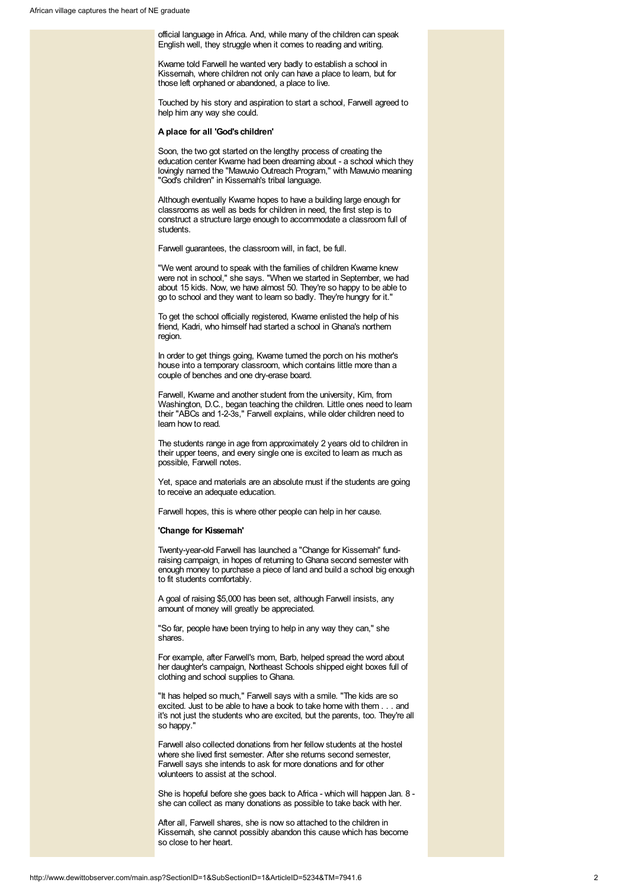official language in Africa. And, while many of the children can speak English well, they struggle when it comes to reading and writing.

Kwame told Farwell he wanted very badly to establish a school in Kissemah, where children not only can have a place to learn, but for those left orphaned or abandoned, a place to live.

Touched by his story and aspiration to start a school, Farwell agreed to help him any way she could.

**A place for all 'God's children'**

Soon, the two got started on the lengthy process of creating the education center Kwame had been dreaming about - a school which they lovingly named the "Mawuvio Outreach Program," with Mawuvio meaning "God's children" in Kissemah's tribal language.

Although eventually Kwame hopes to have a building large enough for classrooms as well as beds for children in need, the first step is to construct a structure large enough to accommodate a classroom full of students.

Farwell guarantees, the classroom will, in fact, be full.

"We went around to speak with the families of children Kwame knew were not in school," she says. "When we started in September, we had about 15 kids. Now, we have almost 50. They're so happy to be able to go to school and they want to learn so badly. They're hungry for it."

To get the school officially registered, Kwame enlisted the help of his friend, Kadri, who himself had started a school in Ghana's northern region.

In order to get things going, Kwame turned the porch on his mother's house into a temporary classroom, which contains little more than a couple of benches and one dry-erase board.

Farwell, Kwame and another student from the university, Kim, from Washington, D.C., began teaching the children. Little ones need to learn their "ABCs and 1-2-3s," Farwell explains, while older children need to learn how to read.

The students range in age from approximately 2 years old to children in their upper teens, and every single one is excited to learn as much as possible, Farwell notes.

Yet, space and materials are an absolute must if the students are going to receive an adequate education.

Farwell hopes, this is where other people can help in her cause.

**'Change for Kissemah'**

Twenty-year-old Farwell has launched a "Change for Kissemah" fund-raising campaign, in hopes of returning to Ghana second semester with enough money to purchase a piece of land and build a school big enough to fit students comfortably.

A goal of raising $5,000 has been set, although Farwell insists, any amount of money will greatly be appreciated.

"So far, people have been trying to help in any way they can," she shares.

For example, after Farwell's mom, Barb, helped spread the word about her daughter's campaign, Northeast Schools shipped eight boxes full of clothing and school supplies to Ghana.

"It has helped so much," Farwell says with a smile. "The kids are so excited. Just to be able to have a book to take home with them . . . and it's not just the students who are excited, but the parents, too. They're all so happy."

Farwell also collected donations from her fellow students at the hostel where she lived first semester. After she returns second semester, Farwell says she intends to ask for more donations and for other volunteers to assist at the school.

She is hopeful before she goes back to Africa - which will happen Jan. 8 - she can collect as many donations as possible to take back with her.

After all, Farwell shares, she is now so attached to the children in Kissemah, she cannot possibly abandon this cause which has become so close to her heart.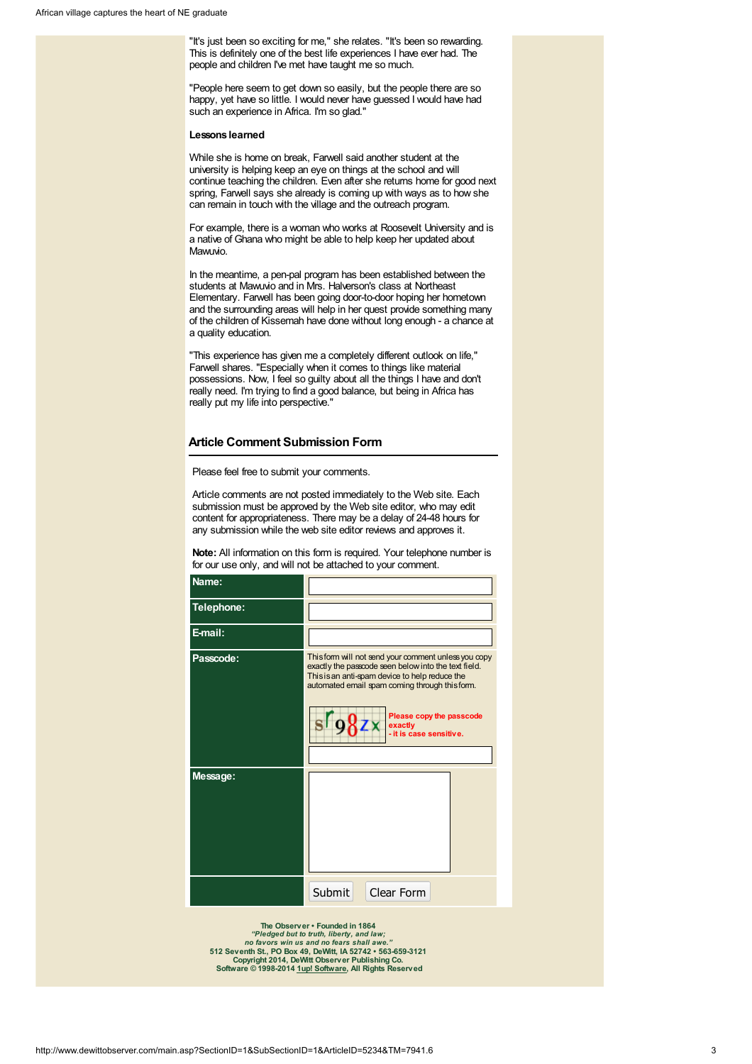"It's just been so exciting for me," she relates. "It's been so rewarding. This is definitely one of the best life experiences I have ever had. The people and children I've met have taught me so much.

"People here seem to get down so easily, but the people there are so happy, yet have so little. I would never have guessed I would have had such an experience in Africa. I'm so glad."

**Lessons learned**

While she is home on break, Farwell said another student at the university is helping keep an eye on things at the school and will continue teaching the children. Even after she returns home for good next spring, Farwell says she already is coming up with ways as to how she can remain in touch with the village and the outreach program.

For example, there is a woman who works at Roosevelt University and is a native of Ghana who might be able to help keep her updated about Mawuvio.

In the meantime, a pen-pal program has been established between the students at Mawuvio and in Mrs. Halverson's class at Northeast Elementary. Farwell has been going door-to-door hoping her hometown and the surrounding areas will help in her quest provide something many of the children of Kissemah have done without long enough - a chance at a quality education.

"This experience has given me a completely different outlook on life," Farwell shares. "Especially when it comes to things like material possessions. Now, I feel so guilty about all the things I have and don't really need. I'm trying to find a good balance, but being in Africa has really put my life into perspective."

## Article Comment Submission Form

Please feel free to submit your comments.

Article comments are not posted immediately to the Web site. Each submission must be approved by the Web site editor, who may edit content for appropriateness. There may be a delay of 24-48 hours for any submission while the web site editor reviews and approves it.

**Note:** All information on this form is required. Your telephone number is for our use only, and will not be attached to your comment.

| | |
|---|---|
| **Name:** | |
| **Telephone:** | |
| **E-mail:** | |
| **Passcode:** | This form will not send your comment unless you copy exactly the passcode seen below into the text field. This is an anti-spam device to help reduce the automated email spam coming through this form. sr98zx **Please copy the passcode exactly - it is case sensitive.** |
| **Message:** | |
| | Submit Clear Form |

**The Observer • Founded in 1864**
***"Pledged but to truth, liberty, and law; no favors win us and no fears shall awe."***
**512 Seventh St., PO Box 49, DeWitt, IA 52742 • 563-659-3121**
**Copyright 2014, DeWitt Observer Publishing Co.**
**Software © 1998-2014 1up! Software, All Rights Reserved**